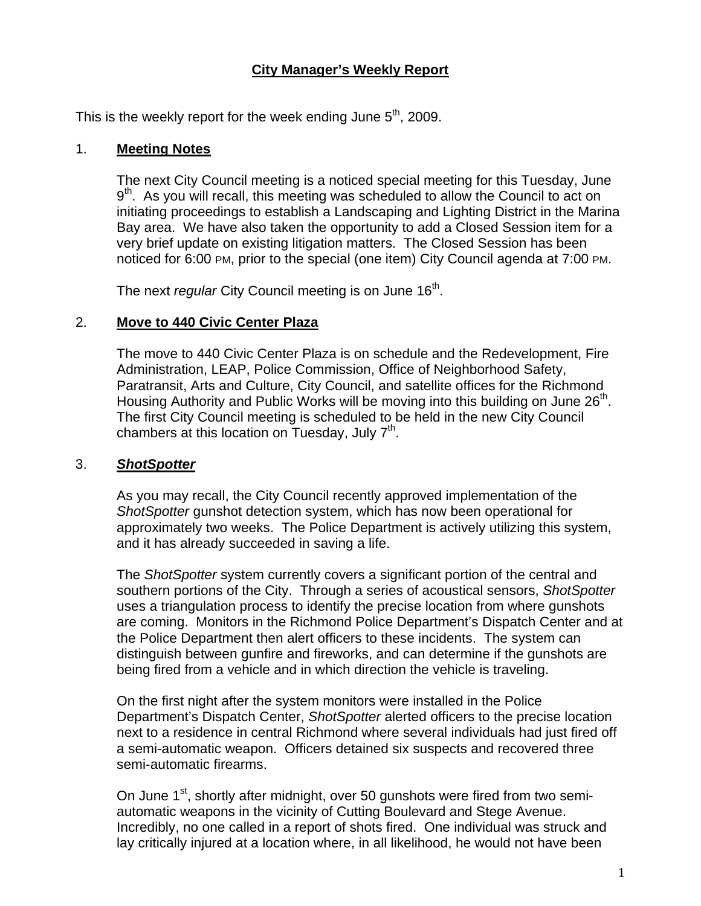# City Manager's Weekly Report

This is the weekly report for the week ending June 5th, 2009.

## 1. Meeting Notes

The next City Council meeting is a noticed special meeting for this Tuesday, June 9th. As you will recall, this meeting was scheduled to allow the Council to act on initiating proceedings to establish a Landscaping and Lighting District in the Marina Bay area. We have also taken the opportunity to add a Closed Session item for a very brief update on existing litigation matters. The Closed Session has been noticed for 6:00 PM, prior to the special (one item) City Council agenda at 7:00 PM.

The next *regular* City Council meeting is on June 16th.

## 2. Move to 440 Civic Center Plaza

The move to 440 Civic Center Plaza is on schedule and the Redevelopment, Fire Administration, LEAP, Police Commission, Office of Neighborhood Safety, Paratransit, Arts and Culture, City Council, and satellite offices for the Richmond Housing Authority and Public Works will be moving into this building on June 26th. The first City Council meeting is scheduled to be held in the new City Council chambers at this location on Tuesday, July 7th.

## 3. *ShotSpotter*

As you may recall, the City Council recently approved implementation of the *ShotSpotter* gunshot detection system, which has now been operational for approximately two weeks. The Police Department is actively utilizing this system, and it has already succeeded in saving a life.

The *ShotSpotter* system currently covers a significant portion of the central and southern portions of the City. Through a series of acoustical sensors, *ShotSpotter* uses a triangulation process to identify the precise location from where gunshots are coming. Monitors in the Richmond Police Department's Dispatch Center and at the Police Department then alert officers to these incidents. The system can distinguish between gunfire and fireworks, and can determine if the gunshots are being fired from a vehicle and in which direction the vehicle is traveling.

On the first night after the system monitors were installed in the Police Department's Dispatch Center, *ShotSpotter* alerted officers to the precise location next to a residence in central Richmond where several individuals had just fired off a semi-automatic weapon. Officers detained six suspects and recovered three semi-automatic firearms.

On June 1st, shortly after midnight, over 50 gunshots were fired from two semi-automatic weapons in the vicinity of Cutting Boulevard and Stege Avenue. Incredibly, no one called in a report of shots fired. One individual was struck and lay critically injured at a location where, in all likelihood, he would not have been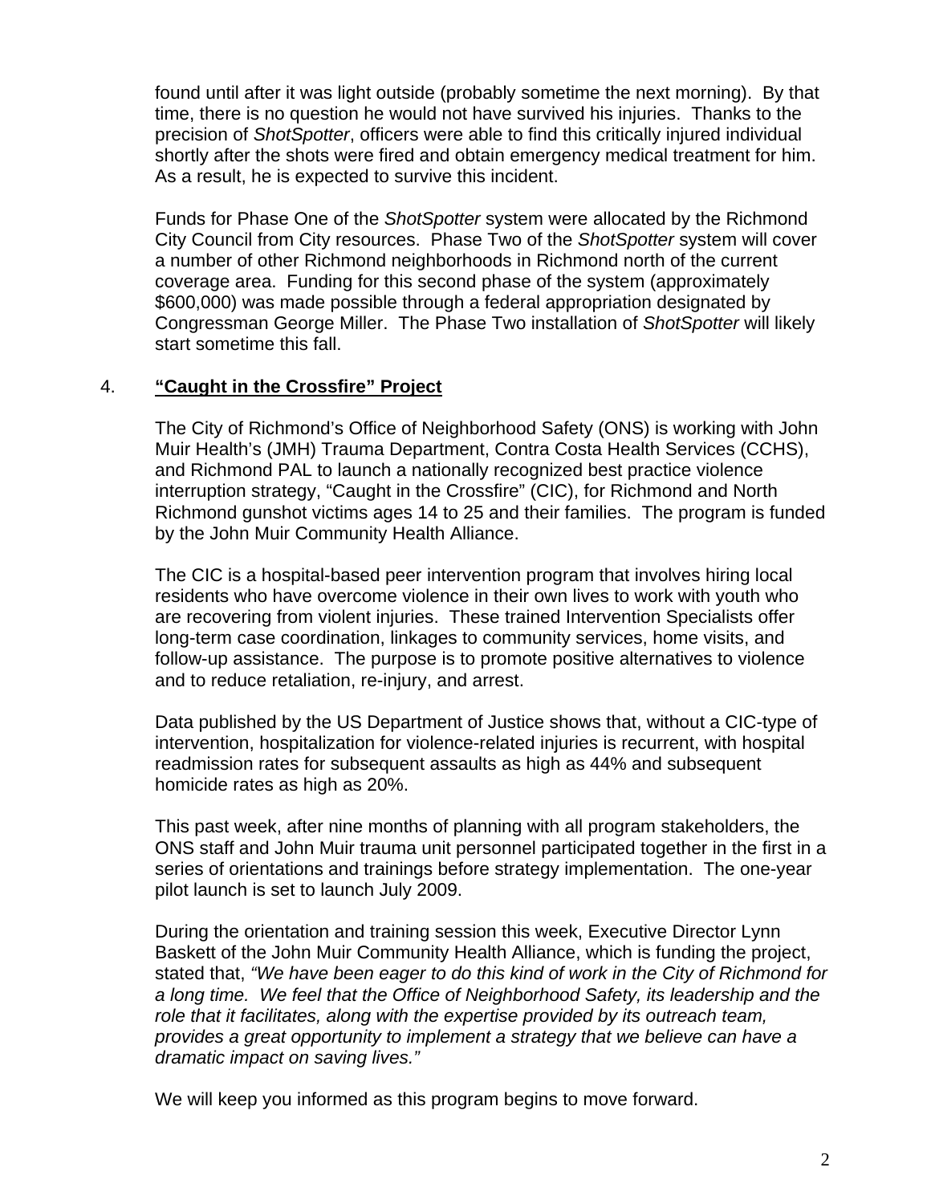found until after it was light outside (probably sometime the next morning). By that time, there is no question he would not have survived his injuries. Thanks to the precision of *ShotSpotter*, officers were able to find this critically injured individual shortly after the shots were fired and obtain emergency medical treatment for him. As a result, he is expected to survive this incident.

Funds for Phase One of the *ShotSpotter* system were allocated by the Richmond City Council from City resources. Phase Two of the *ShotSpotter* system will cover a number of other Richmond neighborhoods in Richmond north of the current coverage area. Funding for this second phase of the system (approximately $600,000) was made possible through a federal appropriation designated by Congressman George Miller. The Phase Two installation of *ShotSpotter* will likely start sometime this fall.

4. **"Caught in the Crossfire" Project**

The City of Richmond's Office of Neighborhood Safety (ONS) is working with John Muir Health's (JMH) Trauma Department, Contra Costa Health Services (CCHS), and Richmond PAL to launch a nationally recognized best practice violence interruption strategy, "Caught in the Crossfire" (CIC), for Richmond and North Richmond gunshot victims ages 14 to 25 and their families. The program is funded by the John Muir Community Health Alliance.

The CIC is a hospital-based peer intervention program that involves hiring local residents who have overcome violence in their own lives to work with youth who are recovering from violent injuries. These trained Intervention Specialists offer long-term case coordination, linkages to community services, home visits, and follow-up assistance. The purpose is to promote positive alternatives to violence and to reduce retaliation, re-injury, and arrest.

Data published by the US Department of Justice shows that, without a CIC-type of intervention, hospitalization for violence-related injuries is recurrent, with hospital readmission rates for subsequent assaults as high as 44% and subsequent homicide rates as high as 20%.

This past week, after nine months of planning with all program stakeholders, the ONS staff and John Muir trauma unit personnel participated together in the first in a series of orientations and trainings before strategy implementation. The one-year pilot launch is set to launch July 2009.

During the orientation and training session this week, Executive Director Lynn Baskett of the John Muir Community Health Alliance, which is funding the project, stated that, *"We have been eager to do this kind of work in the City of Richmond for a long time. We feel that the Office of Neighborhood Safety, its leadership and the role that it facilitates, along with the expertise provided by its outreach team, provides a great opportunity to implement a strategy that we believe can have a dramatic impact on saving lives."*

We will keep you informed as this program begins to move forward.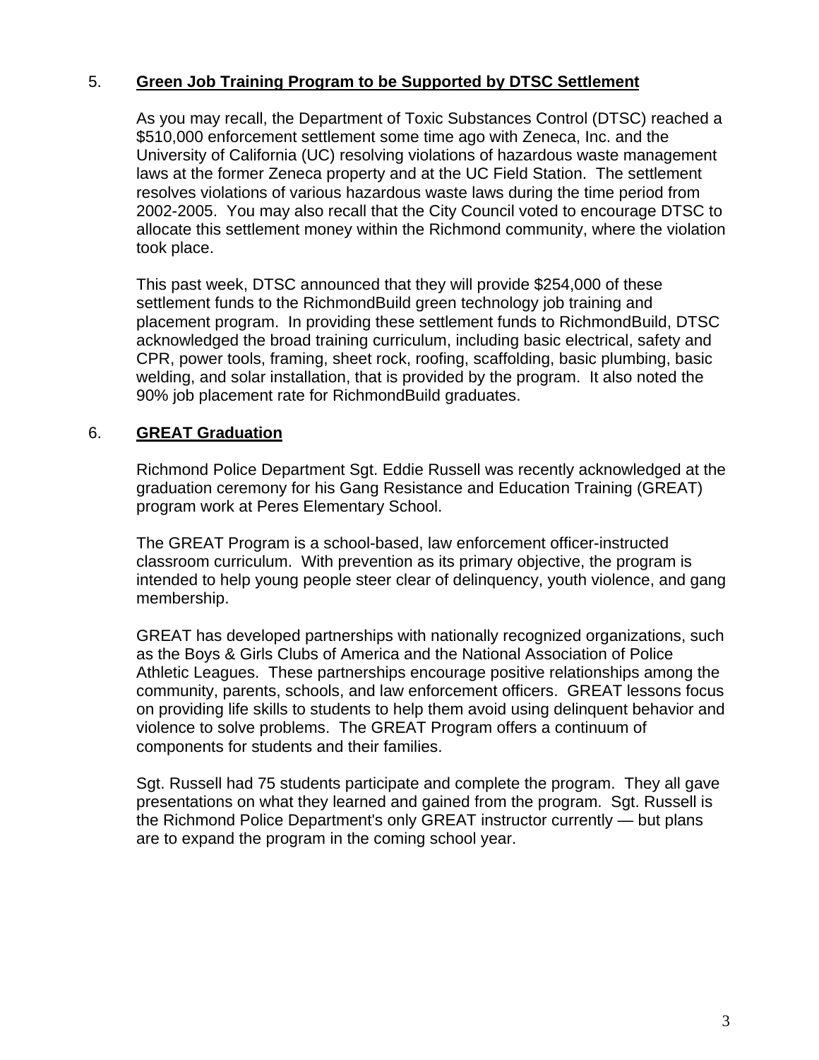5. **Green Job Training Program to be Supported by DTSC Settlement**

As you may recall, the Department of Toxic Substances Control (DTSC) reached a $510,000 enforcement settlement some time ago with Zeneca, Inc. and the University of California (UC) resolving violations of hazardous waste management laws at the former Zeneca property and at the UC Field Station. The settlement resolves violations of various hazardous waste laws during the time period from 2002-2005. You may also recall that the City Council voted to encourage DTSC to allocate this settlement money within the Richmond community, where the violation took place.

This past week, DTSC announced that they will provide $254,000 of these settlement funds to the RichmondBuild green technology job training and placement program. In providing these settlement funds to RichmondBuild, DTSC acknowledged the broad training curriculum, including basic electrical, safety and CPR, power tools, framing, sheet rock, roofing, scaffolding, basic plumbing, basic welding, and solar installation, that is provided by the program. It also noted the 90% job placement rate for RichmondBuild graduates.

6. **GREAT Graduation**

Richmond Police Department Sgt. Eddie Russell was recently acknowledged at the graduation ceremony for his Gang Resistance and Education Training (GREAT) program work at Peres Elementary School.

The GREAT Program is a school-based, law enforcement officer-instructed classroom curriculum. With prevention as its primary objective, the program is intended to help young people steer clear of delinquency, youth violence, and gang membership.

GREAT has developed partnerships with nationally recognized organizations, such as the Boys & Girls Clubs of America and the National Association of Police Athletic Leagues. These partnerships encourage positive relationships among the community, parents, schools, and law enforcement officers. GREAT lessons focus on providing life skills to students to help them avoid using delinquent behavior and violence to solve problems. The GREAT Program offers a continuum of components for students and their families.

Sgt. Russell had 75 students participate and complete the program. They all gave presentations on what they learned and gained from the program. Sgt. Russell is the Richmond Police Department's only GREAT instructor currently — but plans are to expand the program in the coming school year.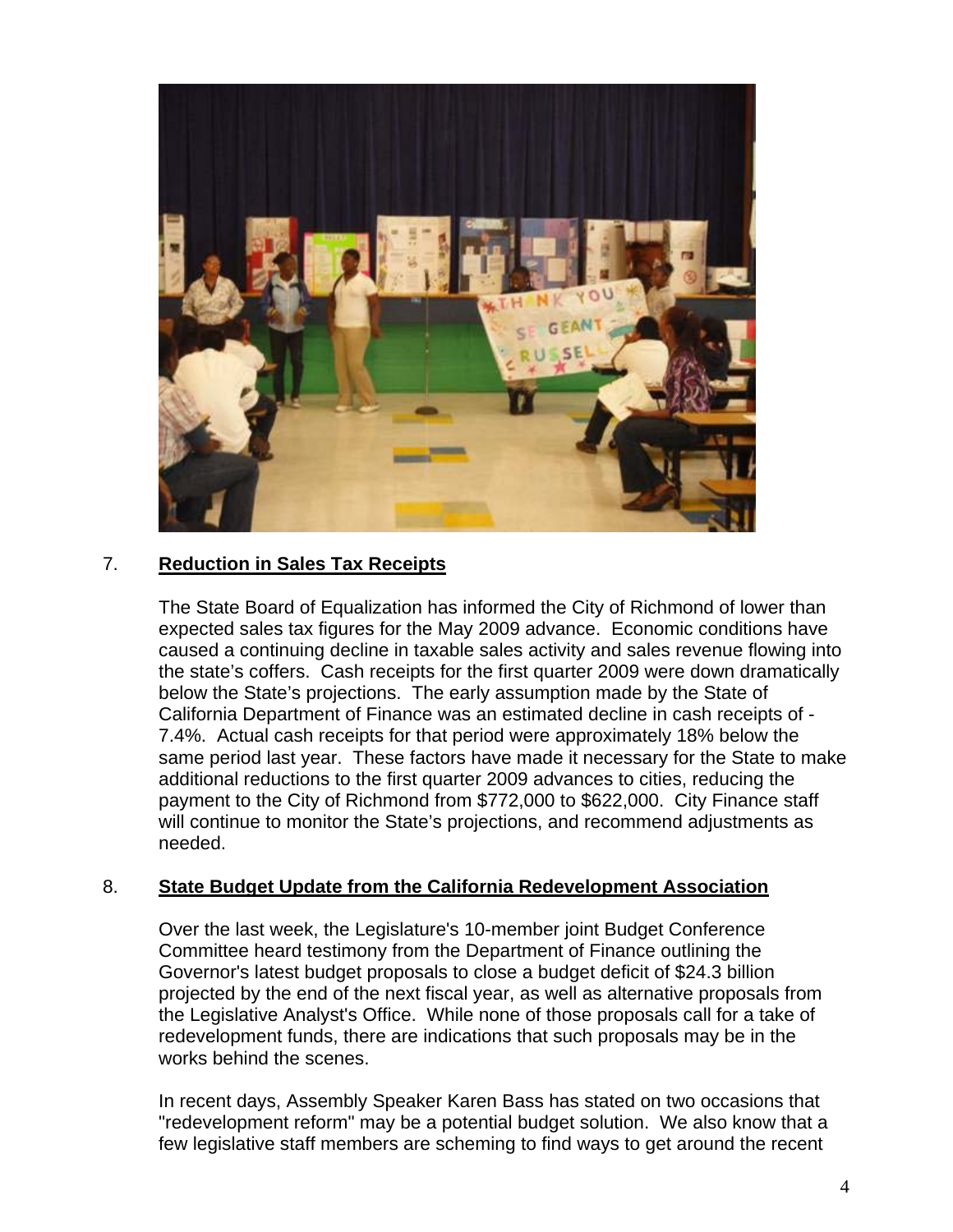7. **Reduction in Sales Tax Receipts**

The State Board of Equalization has informed the City of Richmond of lower than expected sales tax figures for the May 2009 advance. Economic conditions have caused a continuing decline in taxable sales activity and sales revenue flowing into the state's coffers. Cash receipts for the first quarter 2009 were down dramatically below the State's projections. The early assumption made by the State of California Department of Finance was an estimated decline in cash receipts of -7.4%. Actual cash receipts for that period were approximately 18% below the same period last year. These factors have made it necessary for the State to make additional reductions to the first quarter 2009 advances to cities, reducing the payment to the City of Richmond from $772,000 to $622,000. City Finance staff will continue to monitor the State's projections, and recommend adjustments as needed.

8. **State Budget Update from the California Redevelopment Association**

Over the last week, the Legislature's 10-member joint Budget Conference Committee heard testimony from the Department of Finance outlining the Governor's latest budget proposals to close a budget deficit of $24.3 billion projected by the end of the next fiscal year, as well as alternative proposals from the Legislative Analyst's Office. While none of those proposals call for a take of redevelopment funds, there are indications that such proposals may be in the works behind the scenes.

In recent days, Assembly Speaker Karen Bass has stated on two occasions that "redevelopment reform" may be a potential budget solution. We also know that a few legislative staff members are scheming to find ways to get around the recent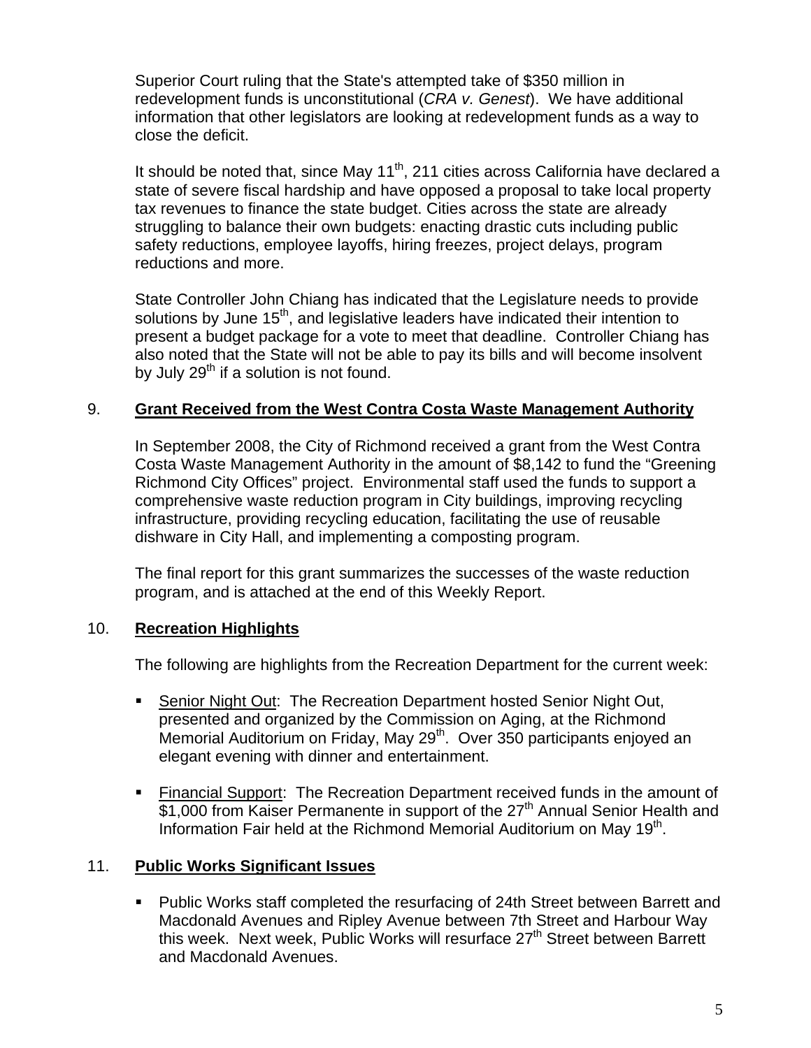Superior Court ruling that the State's attempted take of $350 million in redevelopment funds is unconstitutional (*CRA v. Genest*). We have additional information that other legislators are looking at redevelopment funds as a way to close the deficit.

It should be noted that, since May 11th, 211 cities across California have declared a state of severe fiscal hardship and have opposed a proposal to take local property tax revenues to finance the state budget. Cities across the state are already struggling to balance their own budgets: enacting drastic cuts including public safety reductions, employee layoffs, hiring freezes, project delays, program reductions and more.

State Controller John Chiang has indicated that the Legislature needs to provide solutions by June 15th, and legislative leaders have indicated their intention to present a budget package for a vote to meet that deadline. Controller Chiang has also noted that the State will not be able to pay its bills and will become insolvent by July 29th if a solution is not found.

## 9. **Grant Received from the West Contra Costa Waste Management Authority**

In September 2008, the City of Richmond received a grant from the West Contra Costa Waste Management Authority in the amount of $8,142 to fund the "Greening Richmond City Offices" project. Environmental staff used the funds to support a comprehensive waste reduction program in City buildings, improving recycling infrastructure, providing recycling education, facilitating the use of reusable dishware in City Hall, and implementing a composting program.

The final report for this grant summarizes the successes of the waste reduction program, and is attached at the end of this Weekly Report.

## 10. **Recreation Highlights**

The following are highlights from the Recreation Department for the current week:

- Senior Night Out: The Recreation Department hosted Senior Night Out, presented and organized by the Commission on Aging, at the Richmond Memorial Auditorium on Friday, May 29th. Over 350 participants enjoyed an elegant evening with dinner and entertainment.

- Financial Support: The Recreation Department received funds in the amount of $1,000 from Kaiser Permanente in support of the 27th Annual Senior Health and Information Fair held at the Richmond Memorial Auditorium on May 19th.

## 11. **Public Works Significant Issues**

- Public Works staff completed the resurfacing of 24th Street between Barrett and Macdonald Avenues and Ripley Avenue between 7th Street and Harbour Way this week. Next week, Public Works will resurface 27th Street between Barrett and Macdonald Avenues.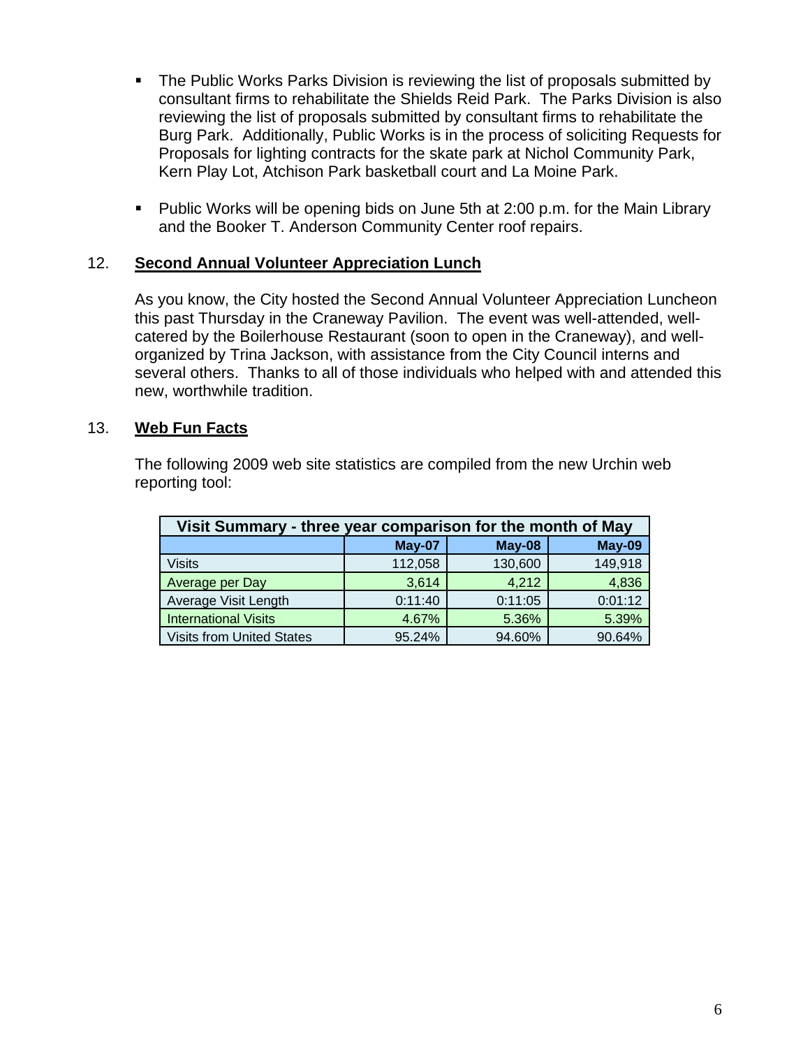- The Public Works Parks Division is reviewing the list of proposals submitted by consultant firms to rehabilitate the Shields Reid Park. The Parks Division is also reviewing the list of proposals submitted by consultant firms to rehabilitate the Burg Park. Additionally, Public Works is in the process of soliciting Requests for Proposals for lighting contracts for the skate park at Nichol Community Park, Kern Play Lot, Atchison Park basketball court and La Moine Park.

- Public Works will be opening bids on June 5th at 2:00 p.m. for the Main Library and the Booker T. Anderson Community Center roof repairs.

## 12. Second Annual Volunteer Appreciation Lunch

As you know, the City hosted the Second Annual Volunteer Appreciation Luncheon this past Thursday in the Craneway Pavilion. The event was well-attended, well-catered by the Boilerhouse Restaurant (soon to open in the Craneway), and well-organized by Trina Jackson, with assistance from the City Council interns and several others. Thanks to all of those individuals who helped with and attended this new, worthwhile tradition.

## 13. Web Fun Facts

The following 2009 web site statistics are compiled from the new Urchin web reporting tool:

| Visit Summary - three year comparison for the month of May | | | |
|---|---|---|---|
| | **May-07** | **May-08** | **May-09** |
| Visits | 112,058 | 130,600 | 149,918 |
| Average per Day | 3,614 | 4,212 | 4,836 |
| Average Visit Length | 0:11:40 | 0:11:05 | 0:01:12 |
| International Visits | 4.67% | 5.36% | 5.39% |
| Visits from United States | 95.24% | 94.60% | 90.64% |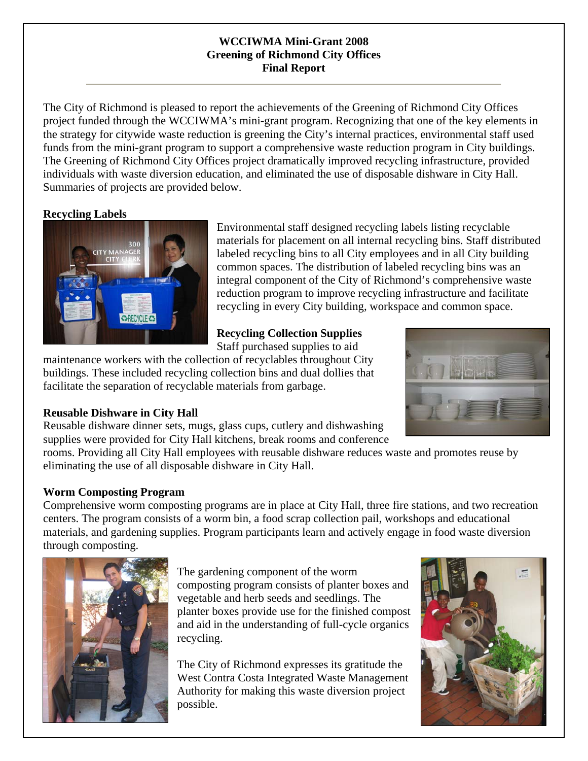# WCCIWMA Mini-Grant 2008
## Greening of Richmond City Offices
## Final Report

The City of Richmond is pleased to report the achievements of the Greening of Richmond City Offices project funded through the WCCIWMA's mini-grant program. Recognizing that one of the key elements in the strategy for citywide waste reduction is greening the City's internal practices, environmental staff used funds from the mini-grant program to support a comprehensive waste reduction program in City buildings. The Greening of Richmond City Offices project dramatically improved recycling infrastructure, provided individuals with waste diversion education, and eliminated the use of disposable dishware in City Hall. Summaries of projects are provided below.

**Recycling Labels**

Environmental staff designed recycling labels listing recyclable materials for placement on all internal recycling bins. Staff distributed labeled recycling bins to all City employees and in all City building common spaces. The distribution of labeled recycling bins was an integral component of the City of Richmond's comprehensive waste reduction program to improve recycling infrastructure and facilitate recycling in every City building, workspace and common space.

**Recycling Collection Supplies**

Staff purchased supplies to aid maintenance workers with the collection of recyclables throughout City buildings. These included recycling collection bins and dual dollies that facilitate the separation of recyclable materials from garbage.

**Reusable Dishware in City Hall**

Reusable dishware dinner sets, mugs, glass cups, cutlery and dishwashing supplies were provided for City Hall kitchens, break rooms and conference rooms. Providing all City Hall employees with reusable dishware reduces waste and promotes reuse by eliminating the use of all disposable dishware in City Hall.

**Worm Composting Program**

Comprehensive worm composting programs are in place at City Hall, three fire stations, and two recreation centers. The program consists of a worm bin, a food scrap collection pail, workshops and educational materials, and gardening supplies. Program participants learn and actively engage in food waste diversion through composting.

The gardening component of the worm composting program consists of planter boxes and vegetable and herb seeds and seedlings. The planter boxes provide use for the finished compost and aid in the understanding of full-cycle organics recycling.

The City of Richmond expresses its gratitude the West Contra Costa Integrated Waste Management Authority for making this waste diversion project possible.